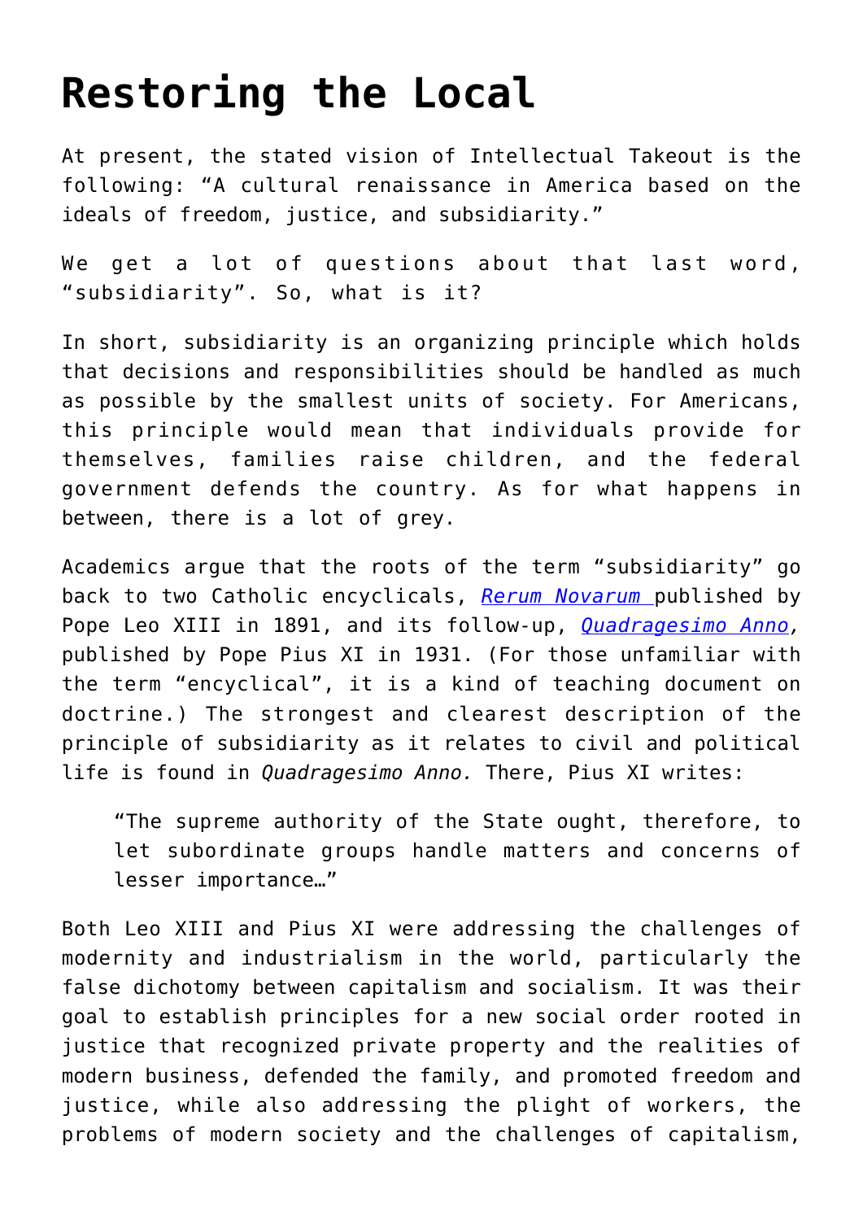# Restoring the Local

At present, the stated vision of Intellectual Takeout is the following: "A cultural renaissance in America based on the ideals of freedom, justice, and subsidiarity."

We get a lot of questions about that last word, "subsidiarity". So, what is it?

In short, subsidiarity is an organizing principle which holds that decisions and responsibilities should be handled as much as possible by the smallest units of society. For Americans, this principle would mean that individuals provide for themselves, families raise children, and the federal government defends the country. As for what happens in between, there is a lot of grey.

Academics argue that the roots of the term "subsidiarity" go back to two Catholic encyclicals, *Rerum Novarum* published by Pope Leo XIII in 1891, and its follow-up, *Quadragesimo Anno*, published by Pope Pius XI in 1931. (For those unfamiliar with the term "encyclical", it is a kind of teaching document on doctrine.) The strongest and clearest description of the principle of subsidiarity as it relates to civil and political life is found in *Quadragesimo Anno.* There, Pius XI writes:

> "The supreme authority of the State ought, therefore, to let subordinate groups handle matters and concerns of lesser importance…"

Both Leo XIII and Pius XI were addressing the challenges of modernity and industrialism in the world, particularly the false dichotomy between capitalism and socialism. It was their goal to establish principles for a new social order rooted in justice that recognized private property and the realities of modern business, defended the family, and promoted freedom and justice, while also addressing the plight of workers, the problems of modern society and the challenges of capitalism,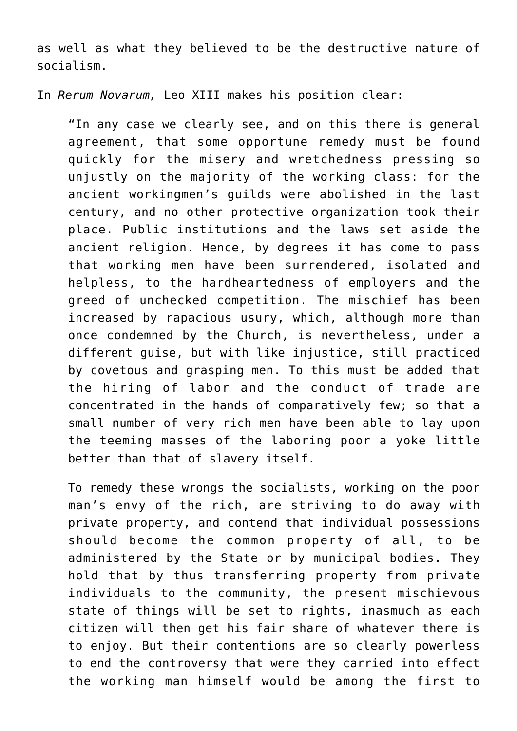as well as what they believed to be the destructive nature of socialism.

In *Rerum Novarum,* Leo XIII makes his position clear:

> "In any case we clearly see, and on this there is general agreement, that some opportune remedy must be found quickly for the misery and wretchedness pressing so unjustly on the majority of the working class: for the ancient workingmen's guilds were abolished in the last century, and no other protective organization took their place. Public institutions and the laws set aside the ancient religion. Hence, by degrees it has come to pass that working men have been surrendered, isolated and helpless, to the hardheartedness of employers and the greed of unchecked competition. The mischief has been increased by rapacious usury, which, although more than once condemned by the Church, is nevertheless, under a different guise, but with like injustice, still practiced by covetous and grasping men. To this must be added that the hiring of labor and the conduct of trade are concentrated in the hands of comparatively few; so that a small number of very rich men have been able to lay upon the teeming masses of the laboring poor a yoke little better than that of slavery itself.
>
> To remedy these wrongs the socialists, working on the poor man's envy of the rich, are striving to do away with private property, and contend that individual possessions should become the common property of all, to be administered by the State or by municipal bodies. They hold that by thus transferring property from private individuals to the community, the present mischievous state of things will be set to rights, inasmuch as each citizen will then get his fair share of whatever there is to enjoy. But their contentions are so clearly powerless to end the controversy that were they carried into effect the working man himself would be among the first to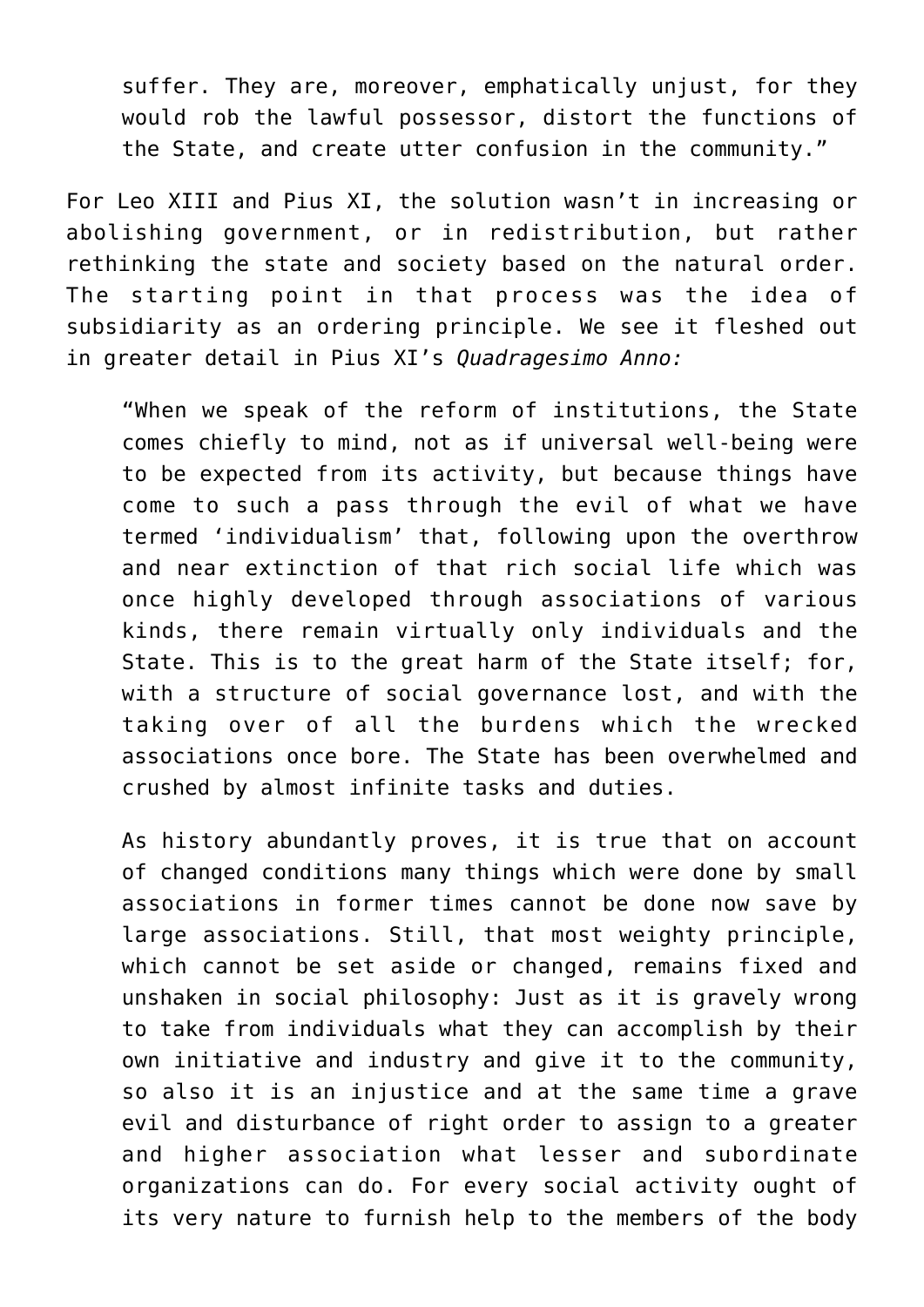> suffer. They are, moreover, emphatically unjust, for they would rob the lawful possessor, distort the functions of the State, and create utter confusion in the community."

For Leo XIII and Pius XI, the solution wasn't in increasing or abolishing government, or in redistribution, but rather rethinking the state and society based on the natural order. The starting point in that process was the idea of subsidiarity as an ordering principle. We see it fleshed out in greater detail in Pius XI's *Quadragesimo Anno:*

> "When we speak of the reform of institutions, the State comes chiefly to mind, not as if universal well-being were to be expected from its activity, but because things have come to such a pass through the evil of what we have termed 'individualism' that, following upon the overthrow and near extinction of that rich social life which was once highly developed through associations of various kinds, there remain virtually only individuals and the State. This is to the great harm of the State itself; for, with a structure of social governance lost, and with the taking over of all the burdens which the wrecked associations once bore. The State has been overwhelmed and crushed by almost infinite tasks and duties.
>
> As history abundantly proves, it is true that on account of changed conditions many things which were done by small associations in former times cannot be done now save by large associations. Still, that most weighty principle, which cannot be set aside or changed, remains fixed and unshaken in social philosophy: Just as it is gravely wrong to take from individuals what they can accomplish by their own initiative and industry and give it to the community, so also it is an injustice and at the same time a grave evil and disturbance of right order to assign to a greater and higher association what lesser and subordinate organizations can do. For every social activity ought of its very nature to furnish help to the members of the body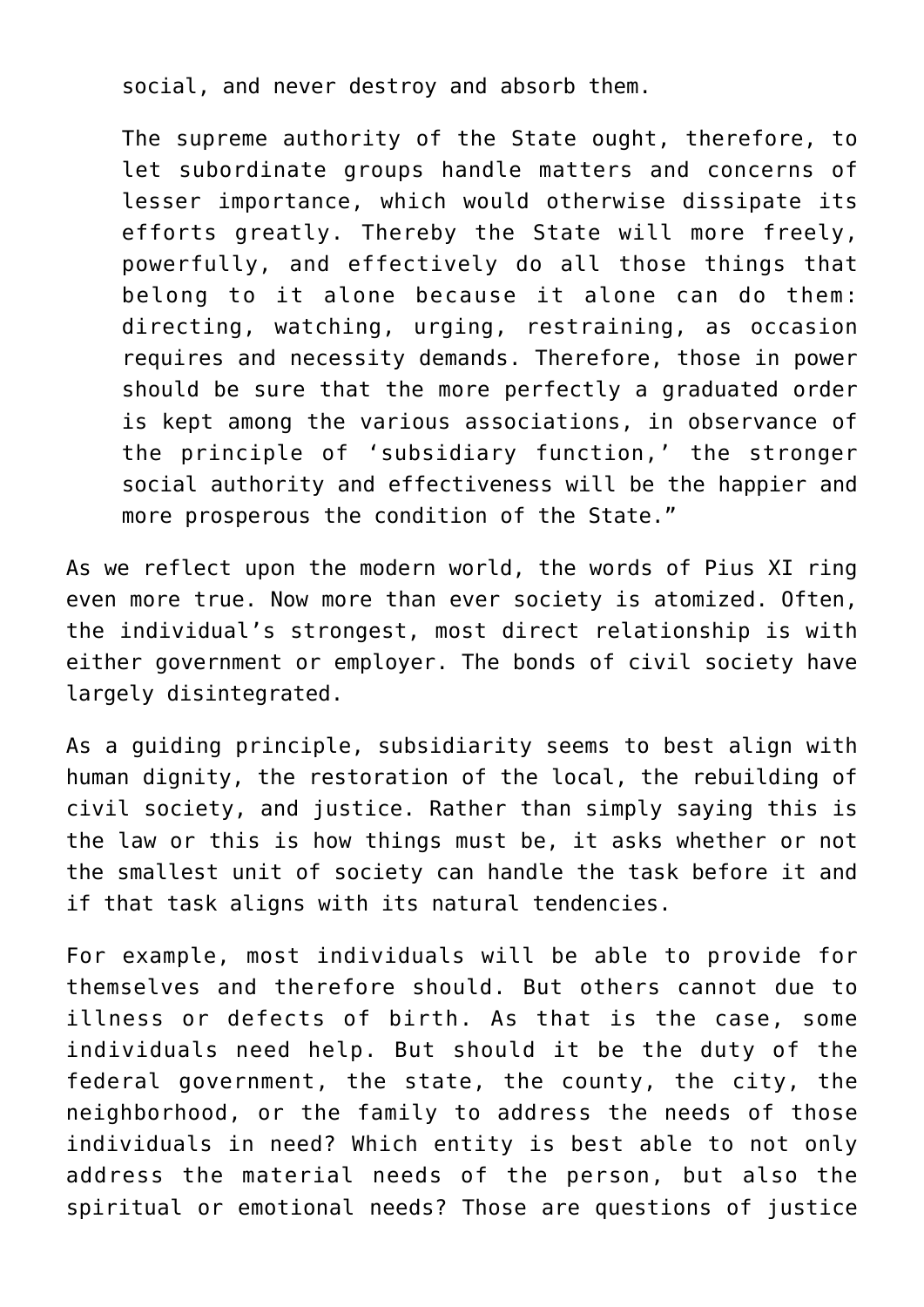> social, and never destroy and absorb them.
>
> The supreme authority of the State ought, therefore, to let subordinate groups handle matters and concerns of lesser importance, which would otherwise dissipate its efforts greatly. Thereby the State will more freely, powerfully, and effectively do all those things that belong to it alone because it alone can do them: directing, watching, urging, restraining, as occasion requires and necessity demands. Therefore, those in power should be sure that the more perfectly a graduated order is kept among the various associations, in observance of the principle of 'subsidiary function,' the stronger social authority and effectiveness will be the happier and more prosperous the condition of the State."

As we reflect upon the modern world, the words of Pius XI ring even more true. Now more than ever society is atomized. Often, the individual's strongest, most direct relationship is with either government or employer. The bonds of civil society have largely disintegrated.

As a guiding principle, subsidiarity seems to best align with human dignity, the restoration of the local, the rebuilding of civil society, and justice. Rather than simply saying this is the law or this is how things must be, it asks whether or not the smallest unit of society can handle the task before it and if that task aligns with its natural tendencies.

For example, most individuals will be able to provide for themselves and therefore should. But others cannot due to illness or defects of birth. As that is the case, some individuals need help. But should it be the duty of the federal government, the state, the county, the city, the neighborhood, or the family to address the needs of those individuals in need? Which entity is best able to not only address the material needs of the person, but also the spiritual or emotional needs? Those are questions of justice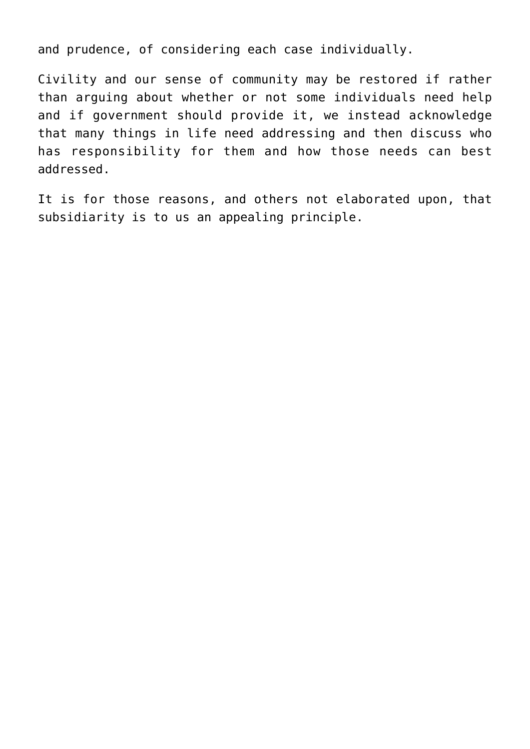and prudence, of considering each case individually.

Civility and our sense of community may be restored if rather than arguing about whether or not some individuals need help and if government should provide it, we instead acknowledge that many things in life need addressing and then discuss who has responsibility for them and how those needs can best addressed.

It is for those reasons, and others not elaborated upon, that subsidiarity is to us an appealing principle.